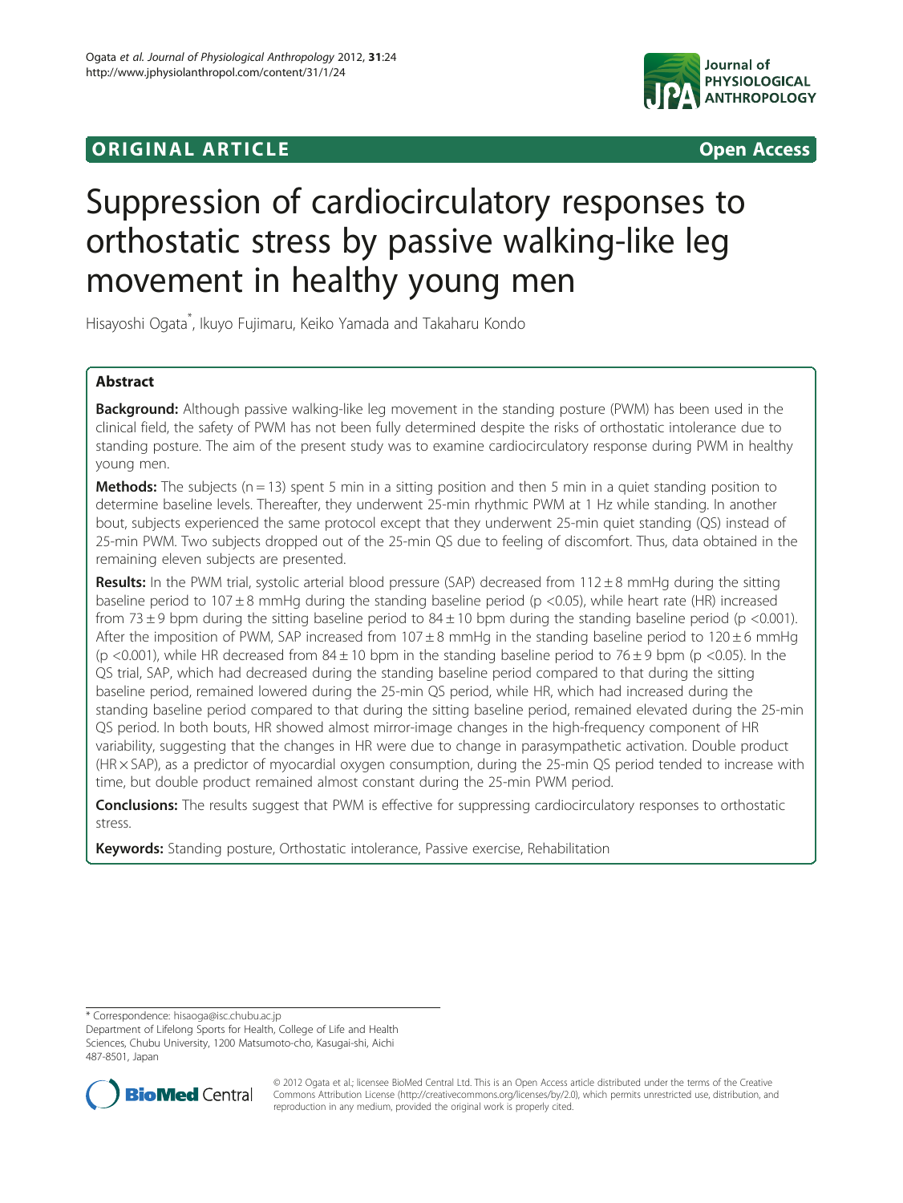**ORIGINAL ARTICLE** **Open Access**

# Suppression of cardiocirculatory responses to orthostatic stress by passive walking-like leg movement in healthy young men

Hisayoshi Ogata*, Ikuyo Fujimaru, Keiko Yamada and Takaharu Kondo

## Abstract

**Background:** Although passive walking-like leg movement in the standing posture (PWM) has been used in the clinical field, the safety of PWM has not been fully determined despite the risks of orthostatic intolerance due to standing posture. The aim of the present study was to examine cardiocirculatory response during PWM in healthy young men.

**Methods:** The subjects (n = 13) spent 5 min in a sitting position and then 5 min in a quiet standing position to determine baseline levels. Thereafter, they underwent 25-min rhythmic PWM at 1 Hz while standing. In another bout, subjects experienced the same protocol except that they underwent 25-min quiet standing (QS) instead of 25-min PWM. Two subjects dropped out of the 25-min QS due to feeling of discomfort. Thus, data obtained in the remaining eleven subjects are presented.

**Results:** In the PWM trial, systolic arterial blood pressure (SAP) decreased from 112 ± 8 mmHg during the sitting baseline period to 107 ± 8 mmHg during the standing baseline period (p <0.05), while heart rate (HR) increased from 73 ± 9 bpm during the sitting baseline period to 84 ± 10 bpm during the standing baseline period (p <0.001). After the imposition of PWM, SAP increased from 107 ± 8 mmHg in the standing baseline period to 120 ± 6 mmHg (p <0.001), while HR decreased from 84 ± 10 bpm in the standing baseline period to 76 ± 9 bpm (p <0.05). In the QS trial, SAP, which had decreased during the standing baseline period compared to that during the sitting baseline period, remained lowered during the 25-min QS period, while HR, which had increased during the standing baseline period compared to that during the sitting baseline period, remained elevated during the 25-min QS period. In both bouts, HR showed almost mirror-image changes in the high-frequency component of HR variability, suggesting that the changes in HR were due to change in parasympathetic activation. Double product (HR × SAP), as a predictor of myocardial oxygen consumption, during the 25-min QS period tended to increase with time, but double product remained almost constant during the 25-min PWM period.

**Conclusions:** The results suggest that PWM is effective for suppressing cardiocirculatory responses to orthostatic stress.

**Keywords:** Standing posture, Orthostatic intolerance, Passive exercise, Rehabilitation

* Correspondence: hisaoga@isc.chubu.ac.jp
Department of Lifelong Sports for Health, College of Life and Health Sciences, Chubu University, 1200 Matsumoto-cho, Kasugai-shi, Aichi 487-8501, Japan

© 2012 Ogata et al.; licensee BioMed Central Ltd. This is an Open Access article distributed under the terms of the Creative Commons Attribution License (http://creativecommons.org/licenses/by/2.0), which permits unrestricted use, distribution, and reproduction in any medium, provided the original work is properly cited.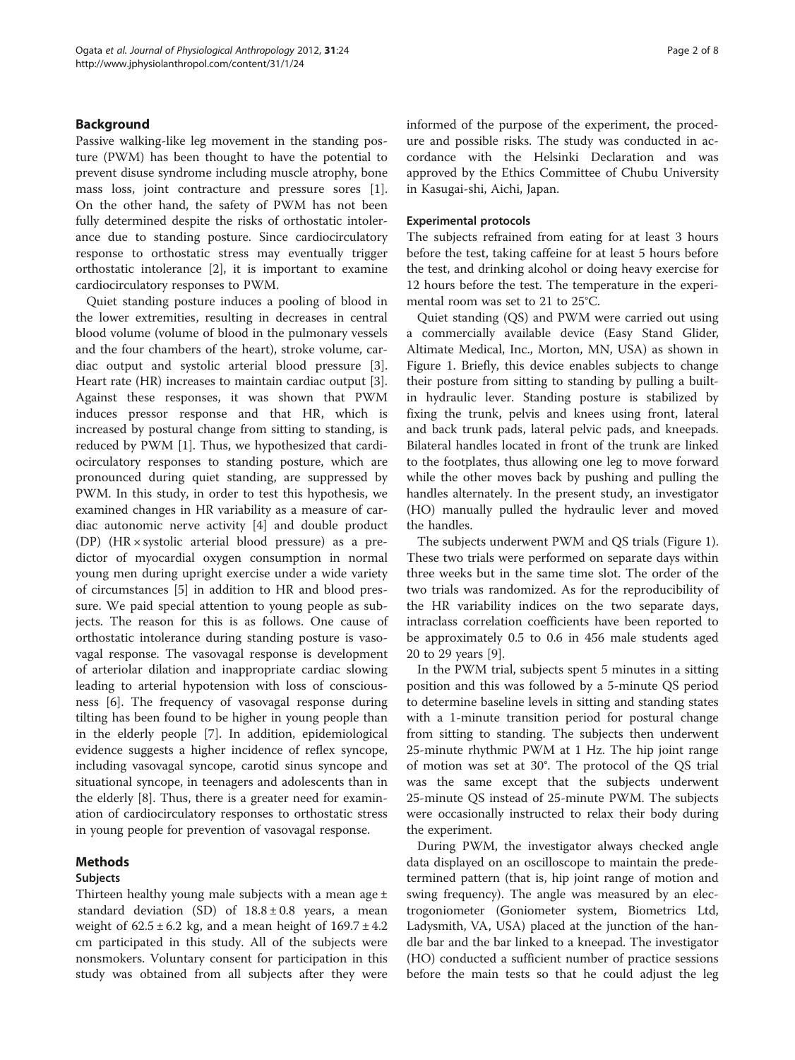## Background

Passive walking-like leg movement in the standing posture (PWM) has been thought to have the potential to prevent disuse syndrome including muscle atrophy, bone mass loss, joint contracture and pressure sores [1]. On the other hand, the safety of PWM has not been fully determined despite the risks of orthostatic intolerance due to standing posture. Since cardiocirculatory response to orthostatic stress may eventually trigger orthostatic intolerance [2], it is important to examine cardiocirculatory responses to PWM.

Quiet standing posture induces a pooling of blood in the lower extremities, resulting in decreases in central blood volume (volume of blood in the pulmonary vessels and the four chambers of the heart), stroke volume, cardiac output and systolic arterial blood pressure [3]. Heart rate (HR) increases to maintain cardiac output [3]. Against these responses, it was shown that PWM induces pressor response and that HR, which is increased by postural change from sitting to standing, is reduced by PWM [1]. Thus, we hypothesized that cardiocirculatory responses to standing posture, which are pronounced during quiet standing, are suppressed by PWM. In this study, in order to test this hypothesis, we examined changes in HR variability as a measure of cardiac autonomic nerve activity [4] and double product (DP) (HR × systolic arterial blood pressure) as a predictor of myocardial oxygen consumption in normal young men during upright exercise under a wide variety of circumstances [5] in addition to HR and blood pressure. We paid special attention to young people as subjects. The reason for this is as follows. One cause of orthostatic intolerance during standing posture is vasovagal response. The vasovagal response is development of arteriolar dilation and inappropriate cardiac slowing leading to arterial hypotension with loss of consciousness [6]. The frequency of vasovagal response during tilting has been found to be higher in young people than in the elderly people [7]. In addition, epidemiological evidence suggests a higher incidence of reflex syncope, including vasovagal syncope, carotid sinus syncope and situational syncope, in teenagers and adolescents than in the elderly [8]. Thus, there is a greater need for examination of cardiocirculatory responses to orthostatic stress in young people for prevention of vasovagal response.

## Methods

### Subjects

Thirteen healthy young male subjects with a mean age ± standard deviation (SD) of 18.8 ± 0.8 years, a mean weight of 62.5 ± 6.2 kg, and a mean height of 169.7 ± 4.2 cm participated in this study. All of the subjects were nonsmokers. Voluntary consent for participation in this study was obtained from all subjects after they were informed of the purpose of the experiment, the procedure and possible risks. The study was conducted in accordance with the Helsinki Declaration and was approved by the Ethics Committee of Chubu University in Kasugai-shi, Aichi, Japan.

### Experimental protocols

The subjects refrained from eating for at least 3 hours before the test, taking caffeine for at least 5 hours before the test, and drinking alcohol or doing heavy exercise for 12 hours before the test. The temperature in the experimental room was set to 21 to 25°C.

Quiet standing (QS) and PWM were carried out using a commercially available device (Easy Stand Glider, Altimate Medical, Inc., Morton, MN, USA) as shown in Figure 1. Briefly, this device enables subjects to change their posture from sitting to standing by pulling a built-in hydraulic lever. Standing posture is stabilized by fixing the trunk, pelvis and knees using front, lateral and back trunk pads, lateral pelvic pads, and kneepads. Bilateral handles located in front of the trunk are linked to the footplates, thus allowing one leg to move forward while the other moves back by pushing and pulling the handles alternately. In the present study, an investigator (HO) manually pulled the hydraulic lever and moved the handles.

The subjects underwent PWM and QS trials (Figure 1). These two trials were performed on separate days within three weeks but in the same time slot. The order of the two trials was randomized. As for the reproducibility of the HR variability indices on the two separate days, intraclass correlation coefficients have been reported to be approximately 0.5 to 0.6 in 456 male students aged 20 to 29 years [9].

In the PWM trial, subjects spent 5 minutes in a sitting position and this was followed by a 5-minute QS period to determine baseline levels in sitting and standing states with a 1-minute transition period for postural change from sitting to standing. The subjects then underwent 25-minute rhythmic PWM at 1 Hz. The hip joint range of motion was set at 30°. The protocol of the QS trial was the same except that the subjects underwent 25-minute QS instead of 25-minute PWM. The subjects were occasionally instructed to relax their body during the experiment.

During PWM, the investigator always checked angle data displayed on an oscilloscope to maintain the predetermined pattern (that is, hip joint range of motion and swing frequency). The angle was measured by an electrogoniometer (Goniometer system, Biometrics Ltd, Ladysmith, VA, USA) placed at the junction of the handle bar and the bar linked to a kneepad. The investigator (HO) conducted a sufficient number of practice sessions before the main tests so that he could adjust the leg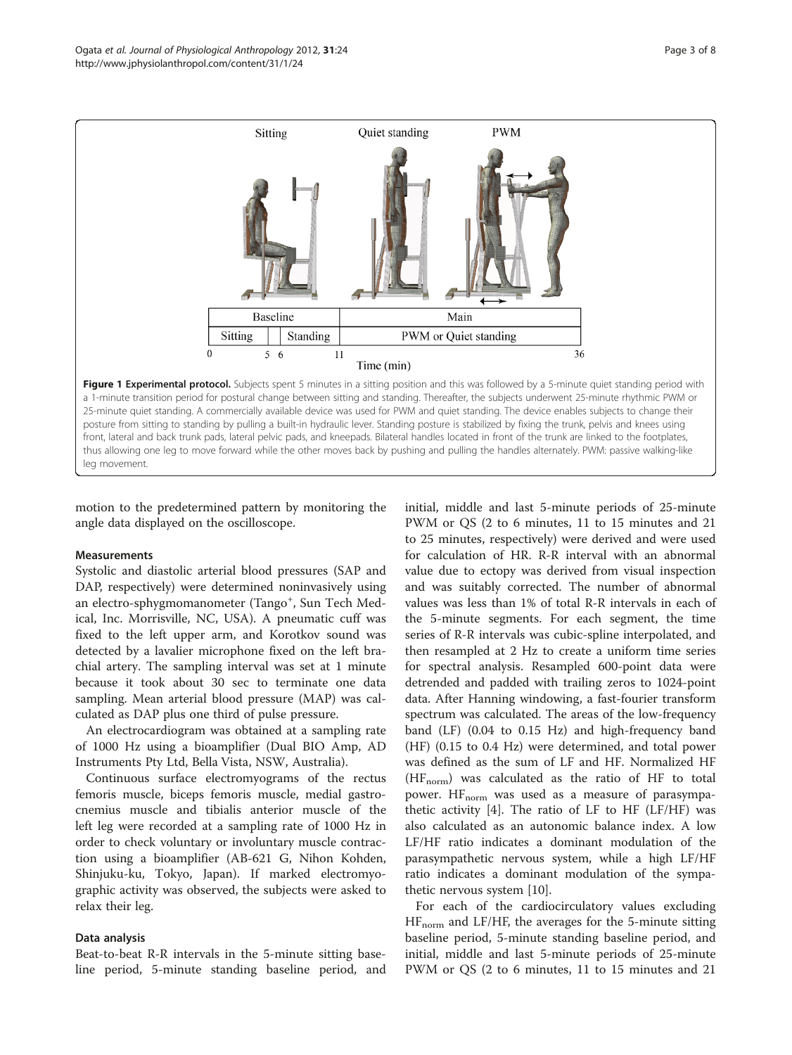**Figure 1 Experimental protocol.** Subjects spent 5 minutes in a sitting position and this was followed by a 5-minute quiet standing period with a 1-minute transition period for postural change between sitting and standing. Thereafter, the subjects underwent 25-minute rhythmic PWM or 25-minute quiet standing. A commercially available device was used for PWM and quiet standing. The device enables subjects to change their posture from sitting to standing by pulling a built-in hydraulic lever. Standing posture is stabilized by fixing the trunk, pelvis and knees using front, lateral and back trunk pads, lateral pelvic pads, and kneepads. Bilateral handles located in front of the trunk are linked to the footplates, thus allowing one leg to move forward while the other moves back by pushing and pulling the handles alternately. PWM: passive walking-like leg movement.

motion to the predetermined pattern by monitoring the angle data displayed on the oscilloscope.

### Measurements

Systolic and diastolic arterial blood pressures (SAP and DAP, respectively) were determined noninvasively using an electro-sphygmomanometer (Tango+, Sun Tech Medical, Inc. Morrisville, NC, USA). A pneumatic cuff was fixed to the left upper arm, and Korotkov sound was detected by a lavalier microphone fixed on the left brachial artery. The sampling interval was set at 1 minute because it took about 30 sec to terminate one data sampling. Mean arterial blood pressure (MAP) was calculated as DAP plus one third of pulse pressure.

An electrocardiogram was obtained at a sampling rate of 1000 Hz using a bioamplifier (Dual BIO Amp, AD Instruments Pty Ltd, Bella Vista, NSW, Australia).

Continuous surface electromyograms of the rectus femoris muscle, biceps femoris muscle, medial gastrocnemius muscle and tibialis anterior muscle of the left leg were recorded at a sampling rate of 1000 Hz in order to check voluntary or involuntary muscle contraction using a bioamplifier (AB-621 G, Nihon Kohden, Shinjuku-ku, Tokyo, Japan). If marked electromyographic activity was observed, the subjects were asked to relax their leg.

### Data analysis

Beat-to-beat R-R intervals in the 5-minute sitting baseline period, 5-minute standing baseline period, and initial, middle and last 5-minute periods of 25-minute PWM or QS (2 to 6 minutes, 11 to 15 minutes and 21 to 25 minutes, respectively) were derived and were used for calculation of HR. R-R interval with an abnormal value due to ectopy was derived from visual inspection and was suitably corrected. The number of abnormal values was less than 1% of total R-R intervals in each of the 5-minute segments. For each segment, the time series of R-R intervals was cubic-spline interpolated, and then resampled at 2 Hz to create a uniform time series for spectral analysis. Resampled 600-point data were detrended and padded with trailing zeros to 1024-point data. After Hanning windowing, a fast-fourier transform spectrum was calculated. The areas of the low-frequency band (LF) (0.04 to 0.15 Hz) and high-frequency band (HF) (0.15 to 0.4 Hz) were determined, and total power was defined as the sum of LF and HF. Normalized HF ($HF_{norm}$) was calculated as the ratio of HF to total power. $HF_{norm}$ was used as a measure of parasympathetic activity [4]. The ratio of LF to HF (LF/HF) was also calculated as an autonomic balance index. A low LF/HF ratio indicates a dominant modulation of the parasympathetic nervous system, while a high LF/HF ratio indicates a dominant modulation of the sympathetic nervous system [10].

For each of the cardiocirculatory values excluding $HF_{norm}$ and LF/HF, the averages for the 5-minute sitting baseline period, 5-minute standing baseline period, and initial, middle and last 5-minute periods of 25-minute PWM or QS (2 to 6 minutes, 11 to 15 minutes and 21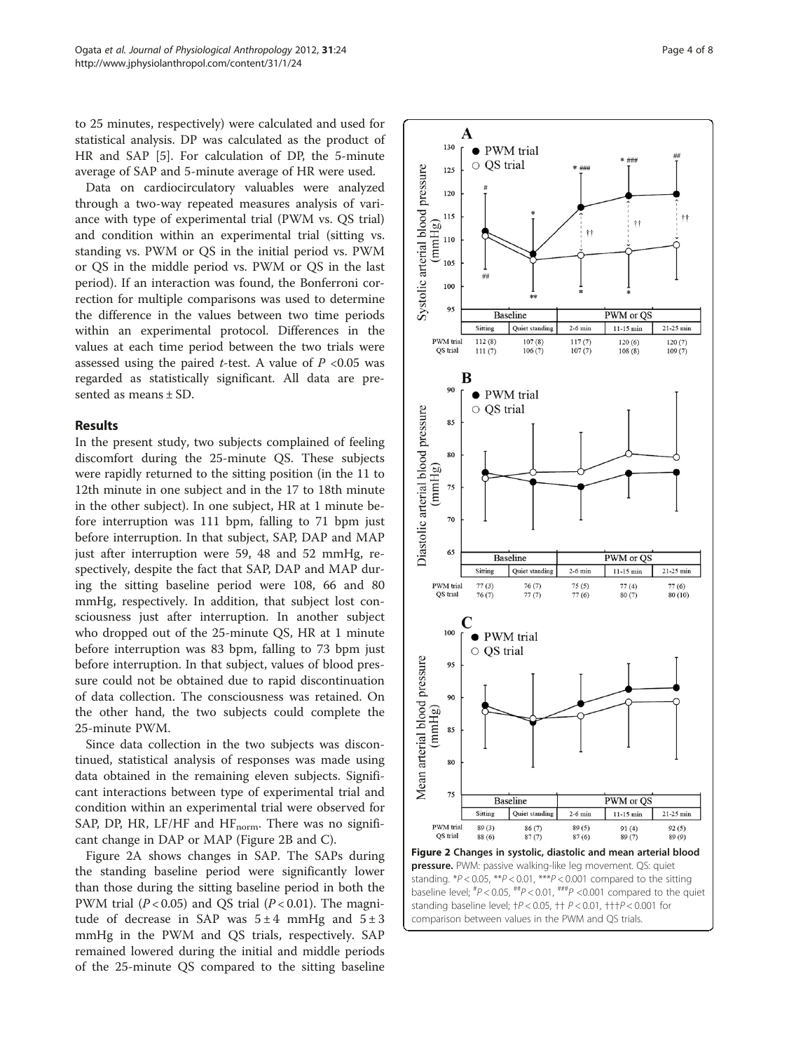to 25 minutes, respectively) were calculated and used for statistical analysis. DP was calculated as the product of HR and SAP [5]. For calculation of DP, the 5-minute average of SAP and 5-minute average of HR were used.

Data on cardiocirculatory valuables were analyzed through a two-way repeated measures analysis of variance with type of experimental trial (PWM vs. QS trial) and condition within an experimental trial (sitting vs. standing vs. PWM or QS in the initial period vs. PWM or QS in the middle period vs. PWM or QS in the last period). If an interaction was found, the Bonferroni correction for multiple comparisons was used to determine the difference in the values between two time periods within an experimental protocol. Differences in the values at each time period between the two trials were assessed using the paired *t*-test. A value of $P < 0.05$ was regarded as statistically significant. All data are presented as means ± SD.

## Results

In the present study, two subjects complained of feeling discomfort during the 25-minute QS. These subjects were rapidly returned to the sitting position (in the 11 to 12th minute in one subject and in the 17 to 18th minute in the other subject). In one subject, HR at 1 minute before interruption was 111 bpm, falling to 71 bpm just before interruption. In that subject, SAP, DAP and MAP just after interruption were 59, 48 and 52 mmHg, respectively, despite the fact that SAP, DAP and MAP during the sitting baseline period were 108, 66 and 80 mmHg, respectively. In addition, that subject lost consciousness just after interruption. In another subject who dropped out of the 25-minute QS, HR at 1 minute before interruption was 83 bpm, falling to 73 bpm just before interruption. In that subject, values of blood pressure could not be obtained due to rapid discontinuation of data collection. The consciousness was retained. On the other hand, the two subjects could complete the 25-minute PWM.

Since data collection in the two subjects was discontinued, statistical analysis of responses was made using data obtained in the remaining eleven subjects. Significant interactions between type of experimental trial and condition within an experimental trial were observed for SAP, DP, HR, LF/HF and $HF_{norm}$. There was no significant change in DAP or MAP (Figure 2B and C).

Figure 2A shows changes in SAP. The SAPs during the standing baseline period were significantly lower than those during the sitting baseline period in both the PWM trial ($P < 0.05$) and QS trial ($P < 0.01$). The magnitude of decrease in SAP was 5 ± 4 mmHg and 5 ± 3 mmHg in the PWM and QS trials, respectively. SAP remained lowered during the initial and middle periods of the 25-minute QS compared to the sitting baseline

**Figure 2 Changes in systolic, diastolic and mean arterial blood pressure.** PWM: passive walking-like leg movement. QS: quiet standing. *$P < 0.05$, **$P < 0.01$, ***$P < 0.001$ compared to the sitting baseline level; #$P < 0.05$, ##$P < 0.01$, ###$P < 0.001$ compared to the quiet standing baseline level; †$P < 0.05$, †† $P < 0.01$, †††$P < 0.001$ for comparison between values in the PWM and QS trials.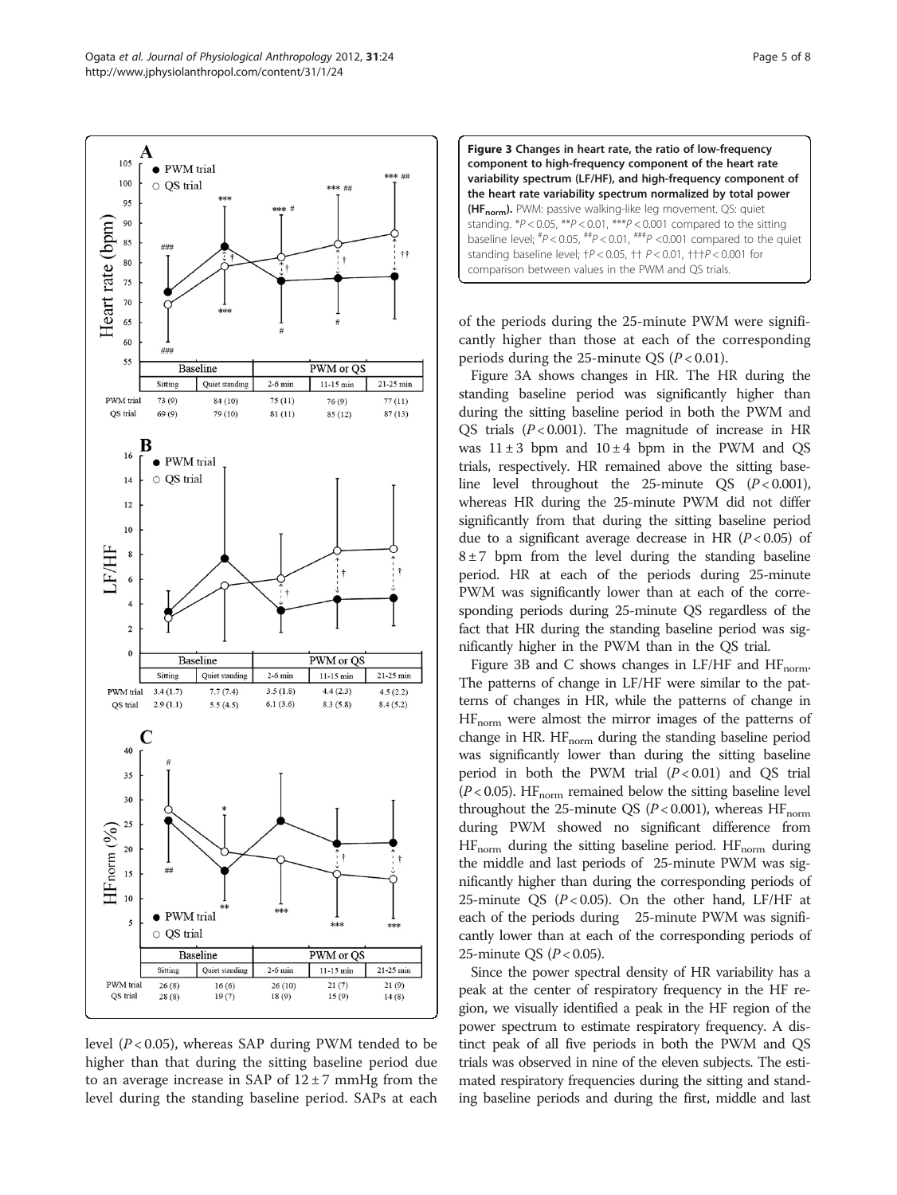**A**

| | Baseline | | PWM or QS | | |
|---|---|---|---|---|---|
| | Sitting | Quiet standing | 2-6 min | 11-15 min | 21-25 min |
| PWM trial | 73 (9) | 84 (10) | 75 (11) | 76 (9) | 77 (11) |
| QS trial | 69 (9) | 79 (10) | 81 (11) | 85 (12) | 87 (13) |

**B**

| | Baseline | | PWM or QS | | |
|---|---|---|---|---|---|
| | Sitting | Quiet standing | 2-6 min | 11-15 min | 21-25 min |
| PWM trial | 3.4 (1.7) | 7.7 (7.4) | 3.5 (1.8) | 4.4 (2.3) | 4.5 (2.2) |
| QS trial | 2.9 (1.1) | 5.5 (4.5) | 6.1 (3.6) | 8.3 (5.8) | 8.4 (5.2) |

**C**

| | Baseline | | PWM or QS | | |
|---|---|---|---|---|---|
| | Sitting | Quiet standing | 2-6 min | 11-15 min | 21-25 min |
| PWM trial | 26 (8) | 16 (6) | 26 (10) | 21 (7) | 21 (9) |
| QS trial | 28 (8) | 19 (7) | 18 (9) | 15 (9) | 14 (8) |

**Figure 3 Changes in heart rate, the ratio of low-frequency component to high-frequency component of the heart rate variability spectrum (LF/HF), and high-frequency component of the heart rate variability spectrum normalized by total power ($HF_{norm}$).** PWM: passive walking-like leg movement. QS: quiet standing. \*$P < 0.05$, \*\*$P < 0.01$, \*\*\*$P < 0.001$ compared to the sitting baseline level; #$P < 0.05$, ##$P < 0.01$, ###$P < 0.001$ compared to the quiet standing baseline level; †$P < 0.05$, †† $P < 0.01$, †††$P < 0.001$ for comparison between values in the PWM and QS trials.

level ($P < 0.05$), whereas SAP during PWM tended to be higher than that during the sitting baseline period due to an average increase in SAP of $12 \pm 7$ mmHg from the level during the standing baseline period. SAPs at each of the periods during the 25-minute PWM were significantly higher than those at each of the corresponding periods during the 25-minute QS ($P < 0.01$).

Figure 3A shows changes in HR. The HR during the standing baseline period was significantly higher than during the sitting baseline period in both the PWM and QS trials ($P < 0.001$). The magnitude of increase in HR was $11 \pm 3$ bpm and $10 \pm 4$ bpm in the PWM and QS trials, respectively. HR remained above the sitting baseline level throughout the 25-minute QS ($P < 0.001$), whereas HR during the 25-minute PWM did not differ significantly from that during the sitting baseline period due to a significant average decrease in HR ($P < 0.05$) of $8 \pm 7$ bpm from the level during the standing baseline period. HR at each of the periods during 25-minute PWM was significantly lower than at each of the corresponding periods during 25-minute QS regardless of the fact that HR during the standing baseline period was significantly higher in the PWM than in the QS trial.

Figure 3B and C shows changes in LF/HF and $HF_{norm}$. The patterns of change in LF/HF were similar to the patterns of changes in HR, while the patterns of change in $HF_{norm}$ were almost the mirror images of the patterns of change in HR. $HF_{norm}$ during the standing baseline period was significantly lower than during the sitting baseline period in both the PWM trial ($P < 0.01$) and QS trial ($P < 0.05$). $HF_{norm}$ remained below the sitting baseline level throughout the 25-minute QS ($P < 0.001$), whereas $HF_{norm}$ during PWM showed no significant difference from $HF_{norm}$ during the sitting baseline period. $HF_{norm}$ during the middle and last periods of 25-minute PWM was significantly higher than during the corresponding periods of 25-minute QS ($P < 0.05$). On the other hand, LF/HF at each of the periods during 25-minute PWM was significantly lower than at each of the corresponding periods of 25-minute QS ($P < 0.05$).

Since the power spectral density of HR variability has a peak at the center of respiratory frequency in the HF region, we visually identified a peak in the HF region of the power spectrum to estimate respiratory frequency. A distinct peak of all five periods in both the PWM and QS trials was observed in nine of the eleven subjects. The estimated respiratory frequencies during the sitting and standing baseline periods and during the first, middle and last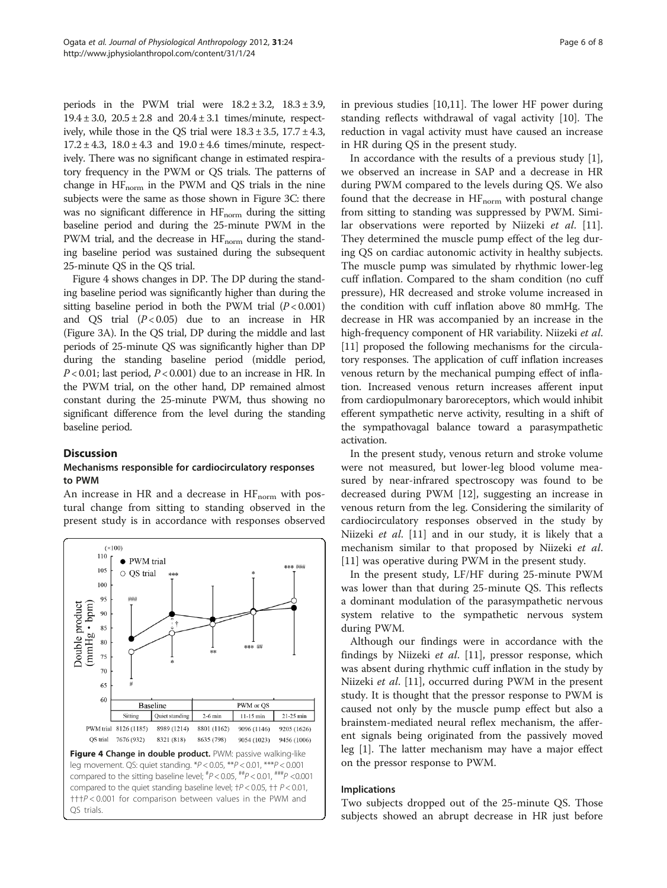periods in the PWM trial were 18.2 ± 3.2, 18.3 ± 3.9, 19.4 ± 3.0, 20.5 ± 2.8 and 20.4 ± 3.1 times/minute, respectively, while those in the QS trial were 18.3 ± 3.5, 17.7 ± 4.3, 17.2 ± 4.3, 18.0 ± 4.3 and 19.0 ± 4.6 times/minute, respectively. There was no significant change in estimated respiratory frequency in the PWM or QS trials. The patterns of change in $HF_{norm}$ in the PWM and QS trials in the nine subjects were the same as those shown in Figure 3C: there was no significant difference in $HF_{norm}$ during the sitting baseline period and during the 25-minute PWM in the PWM trial, and the decrease in $HF_{norm}$ during the standing baseline period was sustained during the subsequent 25-minute QS in the QS trial.

Figure 4 shows changes in DP. The DP during the standing baseline period was significantly higher than during the sitting baseline period in both the PWM trial ($P < 0.001$) and QS trial ($P < 0.05$) due to an increase in HR (Figure 3A). In the QS trial, DP during the middle and last periods of 25-minute QS was significantly higher than DP during the standing baseline period (middle period, $P < 0.01$; last period, $P < 0.001$) due to an increase in HR. In the PWM trial, on the other hand, DP remained almost constant during the 25-minute PWM, thus showing no significant difference from the level during the standing baseline period.

## Discussion

### Mechanisms responsible for cardiocirculatory responses to PWM

An increase in HR and a decrease in $HF_{norm}$ with postural change from sitting to standing observed in the present study is in accordance with responses observed in previous studies [10,11]. The lower HF power during standing reflects withdrawal of vagal activity [10]. The reduction in vagal activity must have caused an increase in HR during QS in the present study.

| | Baseline | | PWM or QS | | |
|---|---|---|---|---|---|
| | Sitting | Quiet standing | 2-6 min | 11-15 min | 21-25 min |
| PWM trial | 8126 (1185) | 8989 (1214) | 8801 (1162) | 9096 (1146) | 9205 (1626) |
| QS trial | 7676 (932) | 8321 (818) | 8635 (798) | 9054 (1023) | 9456 (1006) |

**Figure 4 Change in double product.** PWM: passive walking-like leg movement. QS: quiet standing. \*$P < 0.05$, \*\*$P < 0.01$, \*\*\*$P < 0.001$ compared to the sitting baseline level; #$P < 0.05$, ##$P < 0.01$, ###$P < 0.001$ compared to the quiet standing baseline level; †$P < 0.05$, †† $P < 0.01$, †††$P < 0.001$ for comparison between values in the PWM and QS trials.

In accordance with the results of a previous study [1], we observed an increase in SAP and a decrease in HR during PWM compared to the levels during QS. We also found that the decrease in $HF_{norm}$ with postural change from sitting to standing was suppressed by PWM. Similar observations were reported by Niizeki *et al*. [11]. They determined the muscle pump effect of the leg during QS on cardiac autonomic activity in healthy subjects. The muscle pump was simulated by rhythmic lower-leg cuff inflation. Compared to the sham condition (no cuff pressure), HR decreased and stroke volume increased in the condition with cuff inflation above 80 mmHg. The decrease in HR was accompanied by an increase in the high-frequency component of HR variability. Niizeki *et al.* [11] proposed the following mechanisms for the circulatory responses. The application of cuff inflation increases venous return by the mechanical pumping effect of inflation. Increased venous return increases afferent input from cardiopulmonary baroreceptors, which would inhibit efferent sympathetic nerve activity, resulting in a shift of the sympathovagal balance toward a parasympathetic activation.

In the present study, venous return and stroke volume were not measured, but lower-leg blood volume measured by near-infrared spectroscopy was found to be decreased during PWM [12], suggesting an increase in venous return from the leg. Considering the similarity of cardiocirculatory responses observed in the study by Niizeki *et al*. [11] and in our study, it is likely that a mechanism similar to that proposed by Niizeki *et al*. [11] was operative during PWM in the present study.

In the present study, LF/HF during 25-minute PWM was lower than that during 25-minute QS. This reflects a dominant modulation of the parasympathetic nervous system relative to the sympathetic nervous system during PWM.

Although our findings were in accordance with the findings by Niizeki *et al*. [11], pressor response, which was absent during rhythmic cuff inflation in the study by Niizeki *et al*. [11], occurred during PWM in the present study. It is thought that the pressor response to PWM is caused not only by the muscle pump effect but also a brainstem-mediated neural reflex mechanism, the afferent signals being originated from the passively moved leg [1]. The latter mechanism may have a major effect on the pressor response to PWM.

### Implications

Two subjects dropped out of the 25-minute QS. Those subjects showed an abrupt decrease in HR just before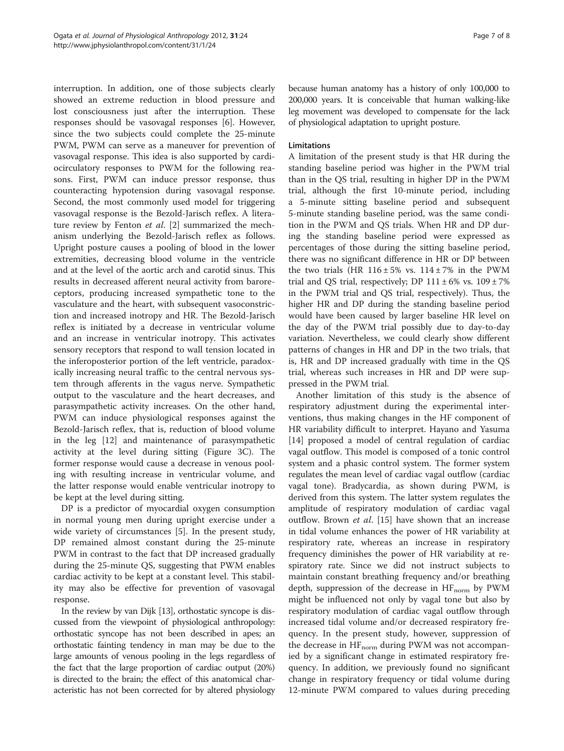interruption. In addition, one of those subjects clearly showed an extreme reduction in blood pressure and lost consciousness just after the interruption. These responses should be vasovagal responses [6]. However, since the two subjects could complete the 25-minute PWM, PWM can serve as a maneuver for prevention of vasovagal response. This idea is also supported by cardiocirculatory responses to PWM for the following reasons. First, PWM can induce pressor response, thus counteracting hypotension during vasovagal response. Second, the most commonly used model for triggering vasovagal response is the Bezold-Jarisch reflex. A literature review by Fenton *et al*. [2] summarized the mechanism underlying the Bezold-Jarisch reflex as follows. Upright posture causes a pooling of blood in the lower extremities, decreasing blood volume in the ventricle and at the level of the aortic arch and carotid sinus. This results in decreased afferent neural activity from baroreceptors, producing increased sympathetic tone to the vasculature and the heart, with subsequent vasoconstriction and increased inotropy and HR. The Bezold-Jarisch reflex is initiated by a decrease in ventricular volume and an increase in ventricular inotropy. This activates sensory receptors that respond to wall tension located in the inferoposterior portion of the left ventricle, paradoxically increasing neural traffic to the central nervous system through afferents in the vagus nerve. Sympathetic output to the vasculature and the heart decreases, and parasympathetic activity increases. On the other hand, PWM can induce physiological responses against the Bezold-Jarisch reflex, that is, reduction of blood volume in the leg [12] and maintenance of parasympathetic activity at the level during sitting (Figure 3C). The former response would cause a decrease in venous pooling with resulting increase in ventricular volume, and the latter response would enable ventricular inotropy to be kept at the level during sitting.

DP is a predictor of myocardial oxygen consumption in normal young men during upright exercise under a wide variety of circumstances [5]. In the present study, DP remained almost constant during the 25-minute PWM in contrast to the fact that DP increased gradually during the 25-minute QS, suggesting that PWM enables cardiac activity to be kept at a constant level. This stability may also be effective for prevention of vasovagal response.

In the review by van Dijk [13], orthostatic syncope is discussed from the viewpoint of physiological anthropology: orthostatic syncope has not been described in apes; an orthostatic fainting tendency in man may be due to the large amounts of venous pooling in the legs regardless of the fact that the large proportion of cardiac output (20%) is directed to the brain; the effect of this anatomical characteristic has not been corrected for by altered physiology because human anatomy has a history of only 100,000 to 200,000 years. It is conceivable that human walking-like leg movement was developed to compensate for the lack of physiological adaptation to upright posture.

### Limitations

A limitation of the present study is that HR during the standing baseline period was higher in the PWM trial than in the QS trial, resulting in higher DP in the PWM trial, although the first 10-minute period, including a 5-minute sitting baseline period and subsequent 5-minute standing baseline period, was the same condition in the PWM and QS trials. When HR and DP during the standing baseline period were expressed as percentages of those during the sitting baseline period, there was no significant difference in HR or DP between the two trials (HR $116 \pm 5\%$ vs. $114 \pm 7\%$ in the PWM trial and QS trial, respectively; DP $111 \pm 6\%$ vs. $109 \pm 7\%$ in the PWM trial and QS trial, respectively). Thus, the higher HR and DP during the standing baseline period would have been caused by larger baseline HR level on the day of the PWM trial possibly due to day-to-day variation. Nevertheless, we could clearly show different patterns of changes in HR and DP in the two trials, that is, HR and DP increased gradually with time in the QS trial, whereas such increases in HR and DP were suppressed in the PWM trial.

Another limitation of this study is the absence of respiratory adjustment during the experimental interventions, thus making changes in the HF component of HR variability difficult to interpret. Hayano and Yasuma [14] proposed a model of central regulation of cardiac vagal outflow. This model is composed of a tonic control system and a phasic control system. The former system regulates the mean level of cardiac vagal outflow (cardiac vagal tone). Bradycardia, as shown during PWM, is derived from this system. The latter system regulates the amplitude of respiratory modulation of cardiac vagal outflow. Brown *et al*. [15] have shown that an increase in tidal volume enhances the power of HR variability at respiratory rate, whereas an increase in respiratory frequency diminishes the power of HR variability at respiratory rate. Since we did not instruct subjects to maintain constant breathing frequency and/or breathing depth, suppression of the decrease in $HF_{norm}$ by PWM might be influenced not only by vagal tone but also by respiratory modulation of cardiac vagal outflow through increased tidal volume and/or decreased respiratory frequency. In the present study, however, suppression of the decrease in $HF_{norm}$ during PWM was not accompanied by a significant change in estimated respiratory frequency. In addition, we previously found no significant change in respiratory frequency or tidal volume during 12-minute PWM compared to values during preceding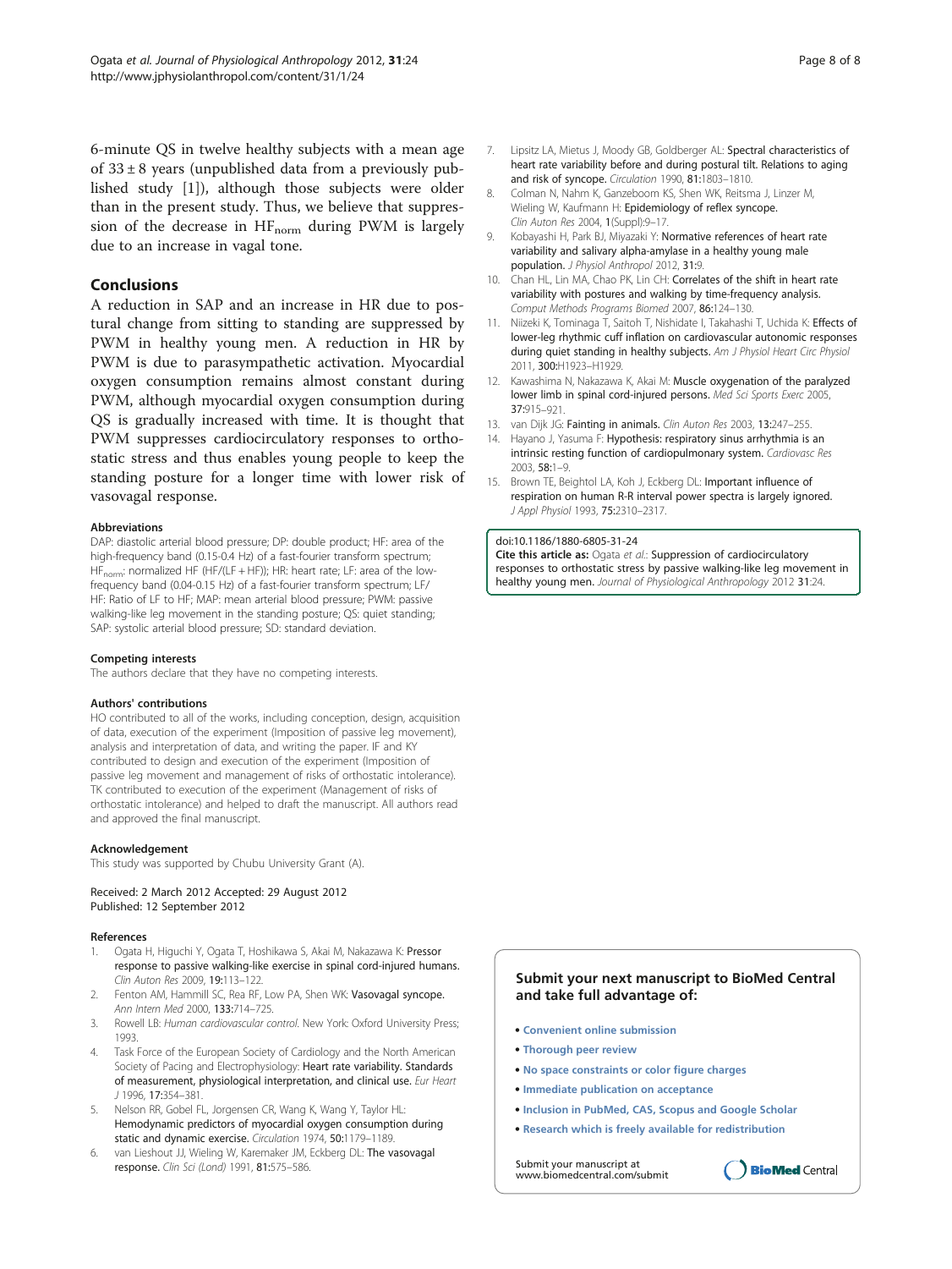6-minute QS in twelve healthy subjects with a mean age of 33 ± 8 years (unpublished data from a previously published study [1]), although those subjects were older than in the present study. Thus, we believe that suppression of the decrease in $HF_{norm}$ during PWM is largely due to an increase in vagal tone.

## Conclusions

A reduction in SAP and an increase in HR due to postural change from sitting to standing are suppressed by PWM in healthy young men. A reduction in HR by PWM is due to parasympathetic activation. Myocardial oxygen consumption remains almost constant during PWM, although myocardial oxygen consumption during QS is gradually increased with time. It is thought that PWM suppresses cardiocirculatory responses to orthostatic stress and thus enables young people to keep the standing posture for a longer time with lower risk of vasovagal response.

#### Abbreviations

DAP: diastolic arterial blood pressure; DP: double product; HF: area of the high-frequency band (0.15-0.4 Hz) of a fast-fourier transform spectrum; $HF_{norm}$: normalized HF (HF/(LF + HF)); HR: heart rate; LF: area of the low-frequency band (0.04-0.15 Hz) of a fast-fourier transform spectrum; LF/HF: Ratio of LF to HF; MAP: mean arterial blood pressure; PWM: passive walking-like leg movement in the standing posture; QS: quiet standing; SAP: systolic arterial blood pressure; SD: standard deviation.

#### Competing interests

The authors declare that they have no competing interests.

#### Authors' contributions

HO contributed to all of the works, including conception, design, acquisition of data, execution of the experiment (Imposition of passive leg movement), analysis and interpretation of data, and writing the paper. IF and KY contributed to design and execution of the experiment (Imposition of passive leg movement and management of risks of orthostatic intolerance). TK contributed to execution of the experiment (Management of risks of orthostatic intolerance) and helped to draft the manuscript. All authors read and approved the final manuscript.

#### Acknowledgement

This study was supported by Chubu University Grant (A).

Received: 2 March 2012 Accepted: 29 August 2012
Published: 12 September 2012

#### References

1. Ogata H, Higuchi Y, Ogata T, Hoshikawa S, Akai M, Nakazawa K: **Pressor response to passive walking-like exercise in spinal cord-injured humans.** *Clin Auton Res* 2009, **19**:113–122.
2. Fenton AM, Hammill SC, Rea RF, Low PA, Shen WK: **Vasovagal syncope.** *Ann Intern Med* 2000, **133**:714–725.
3. Rowell LB: *Human cardiovascular control*. New York: Oxford University Press; 1993.
4. Task Force of the European Society of Cardiology and the North American Society of Pacing and Electrophysiology: **Heart rate variability. Standards of measurement, physiological interpretation, and clinical use.** *Eur Heart J* 1996, **17**:354–381.
5. Nelson RR, Gobel FL, Jorgensen CR, Wang K, Wang Y, Taylor HL: **Hemodynamic predictors of myocardial oxygen consumption during static and dynamic exercise.** *Circulation* 1974, **50**:1179–1189.
6. van Lieshout JJ, Wieling W, Karemaker JM, Eckberg DL: **The vasovagal response.** *Clin Sci (Lond)* 1991, **81**:575–586.
7. Lipsitz LA, Mietus J, Moody GB, Goldberger AL: **Spectral characteristics of heart rate variability before and during postural tilt. Relations to aging and risk of syncope.** *Circulation* 1990, **81**:1803–1810.
8. Colman N, Nahm K, Ganzeboom KS, Shen WK, Reitsma J, Linzer M, Wieling W, Kaufmann H: **Epidemiology of reflex syncope.** *Clin Auton Res* 2004, **1**(Suppl):9–17.
9. Kobayashi H, Park BJ, Miyazaki Y: **Normative references of heart rate variability and salivary alpha-amylase in a healthy young male population.** *J Physiol Anthropol* 2012, **31**:9.
10. Chan HL, Lin MA, Chao PK, Lin CH: **Correlates of the shift in heart rate variability with postures and walking by time-frequency analysis.** *Comput Methods Programs Biomed* 2007, **86**:124–130.
11. Niizeki K, Tominaga T, Saitoh T, Nishidate I, Takahashi T, Uchida K: **Effects of lower-leg rhythmic cuff inflation on cardiovascular autonomic responses during quiet standing in healthy subjects.** *Am J Physiol Heart Circ Physiol* 2011, **300**:H1923–H1929.
12. Kawashima N, Nakazawa K, Akai M: **Muscle oxygenation of the paralyzed lower limb in spinal cord-injured persons.** *Med Sci Sports Exerc* 2005, **37**:915–921.
13. van Dijk JG: **Fainting in animals.** *Clin Auton Res* 2003, **13**:247–255.
14. Hayano J, Yasuma F: **Hypothesis: respiratory sinus arrhythmia is an intrinsic resting function of cardiopulmonary system.** *Cardiovasc Res* 2003, **58**:1–9.
15. Brown TE, Beightol LA, Koh J, Eckberg DL: **Important influence of respiration on human R-R interval power spectra is largely ignored.** *J Appl Physiol* 1993, **75**:2310–2317.

doi:10.1186/1880-6805-31-24
**Cite this article as:** Ogata *et al.*: Suppression of cardiocirculatory responses to orthostatic stress by passive walking-like leg movement in healthy young men. *Journal of Physiological Anthropology* 2012 **31**:24.

**Submit your next manuscript to BioMed Central and take full advantage of:**

- Convenient online submission
- Thorough peer review
- No space constraints or color figure charges
- Immediate publication on acceptance
- Inclusion in PubMed, CAS, Scopus and Google Scholar
- Research which is freely available for redistribution

Submit your manuscript at
www.biomedcentral.com/submit